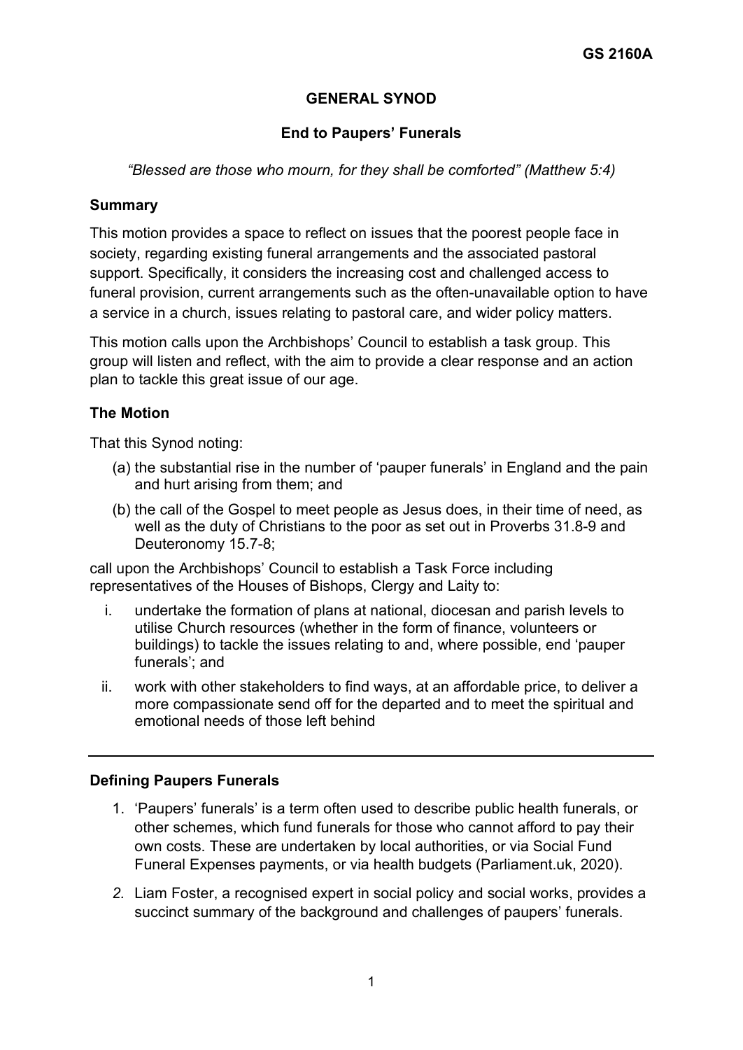**GS 2160A**

# GENERAL SYNOD

## End to Paupers' Funerals

*"Blessed are those who mourn, for they shall be comforted" (Matthew 5:4)*

### Summary

This motion provides a space to reflect on issues that the poorest people face in society, regarding existing funeral arrangements and the associated pastoral support. Specifically, it considers the increasing cost and challenged access to funeral provision, current arrangements such as the often-unavailable option to have a service in a church, issues relating to pastoral care, and wider policy matters.

This motion calls upon the Archbishops' Council to establish a task group. This group will listen and reflect, with the aim to provide a clear response and an action plan to tackle this great issue of our age.

### The Motion

That this Synod noting:

(a) the substantial rise in the number of 'pauper funerals' in England and the pain and hurt arising from them; and

(b) the call of the Gospel to meet people as Jesus does, in their time of need, as well as the duty of Christians to the poor as set out in Proverbs 31.8-9 and Deuteronomy 15.7-8;

call upon the Archbishops' Council to establish a Task Force including representatives of the Houses of Bishops, Clergy and Laity to:

i. undertake the formation of plans at national, diocesan and parish levels to utilise Church resources (whether in the form of finance, volunteers or buildings) to tackle the issues relating to and, where possible, end 'pauper funerals'; and

ii. work with other stakeholders to find ways, at an affordable price, to deliver a more compassionate send off for the departed and to meet the spiritual and emotional needs of those left behind

---

### Defining Paupers Funerals

1. 'Paupers' funerals' is a term often used to describe public health funerals, or other schemes, which fund funerals for those who cannot afford to pay their own costs. These are undertaken by local authorities, or via Social Fund Funeral Expenses payments, or via health budgets (Parliament.uk, 2020).

2. Liam Foster, a recognised expert in social policy and social works, provides a succinct summary of the background and challenges of paupers' funerals.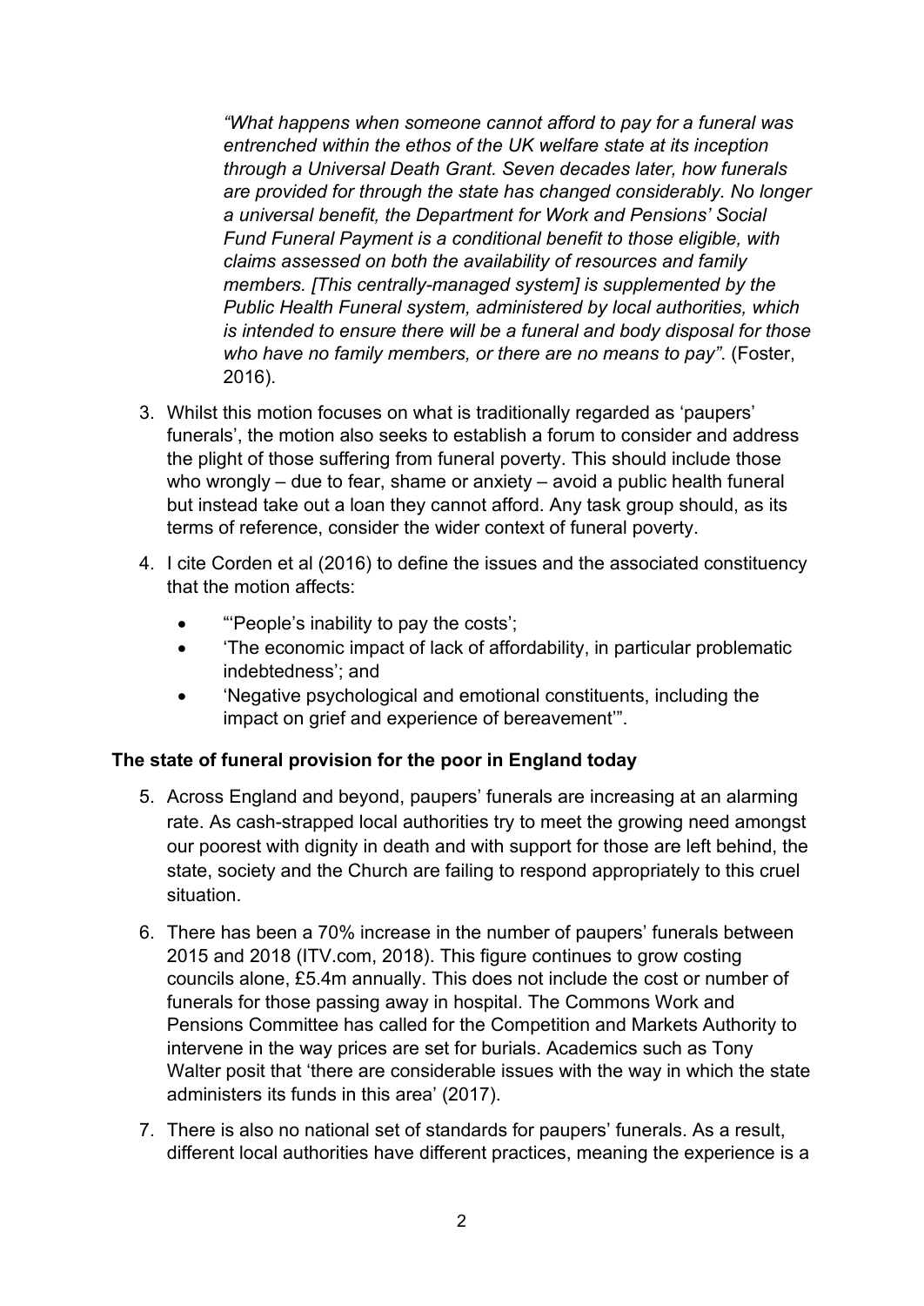*"What happens when someone cannot afford to pay for a funeral was entrenched within the ethos of the UK welfare state at its inception through a Universal Death Grant. Seven decades later, how funerals are provided for through the state has changed considerably. No longer a universal benefit, the Department for Work and Pensions' Social Fund Funeral Payment is a conditional benefit to those eligible, with claims assessed on both the availability of resources and family members. [This centrally-managed system] is supplemented by the Public Health Funeral system, administered by local authorities, which is intended to ensure there will be a funeral and body disposal for those who have no family members, or there are no means to pay"*. (Foster, 2016).

3. Whilst this motion focuses on what is traditionally regarded as 'paupers' funerals', the motion also seeks to establish a forum to consider and address the plight of those suffering from funeral poverty. This should include those who wrongly – due to fear, shame or anxiety – avoid a public health funeral but instead take out a loan they cannot afford. Any task group should, as its terms of reference, consider the wider context of funeral poverty.

4. I cite Corden et al (2016) to define the issues and the associated constituency that the motion affects:

   - "'People's inability to pay the costs';
   - 'The economic impact of lack of affordability, in particular problematic indebtedness'; and
   - 'Negative psychological and emotional constituents, including the impact on grief and experience of bereavement'".

**The state of funeral provision for the poor in England today**

5. Across England and beyond, paupers' funerals are increasing at an alarming rate. As cash-strapped local authorities try to meet the growing need amongst our poorest with dignity in death and with support for those are left behind, the state, society and the Church are failing to respond appropriately to this cruel situation.

6. There has been a 70% increase in the number of paupers' funerals between 2015 and 2018 (ITV.com, 2018). This figure continues to grow costing councils alone, £5.4m annually. This does not include the cost or number of funerals for those passing away in hospital. The Commons Work and Pensions Committee has called for the Competition and Markets Authority to intervene in the way prices are set for burials. Academics such as Tony Walter posit that 'there are considerable issues with the way in which the state administers its funds in this area' (2017).

7. There is also no national set of standards for paupers' funerals. As a result, different local authorities have different practices, meaning the experience is a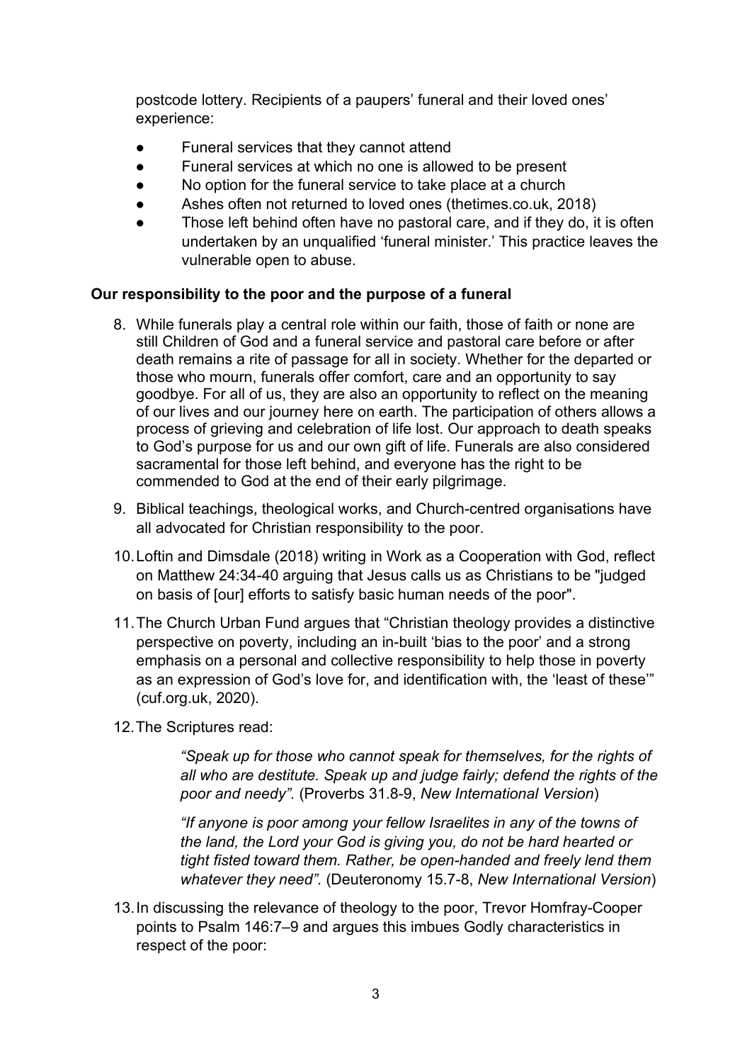postcode lottery. Recipients of a paupers' funeral and their loved ones' experience:

- Funeral services that they cannot attend
- Funeral services at which no one is allowed to be present
- No option for the funeral service to take place at a church
- Ashes often not returned to loved ones (thetimes.co.uk, 2018)
- Those left behind often have no pastoral care, and if they do, it is often undertaken by an unqualified 'funeral minister.' This practice leaves the vulnerable open to abuse.

**Our responsibility to the poor and the purpose of a funeral**

8. While funerals play a central role within our faith, those of faith or none are still Children of God and a funeral service and pastoral care before or after death remains a rite of passage for all in society. Whether for the departed or those who mourn, funerals offer comfort, care and an opportunity to say goodbye. For all of us, they are also an opportunity to reflect on the meaning of our lives and our journey here on earth. The participation of others allows a process of grieving and celebration of life lost. Our approach to death speaks to God's purpose for us and our own gift of life. Funerals are also considered sacramental for those left behind, and everyone has the right to be commended to God at the end of their early pilgrimage.

9. Biblical teachings, theological works, and Church-centred organisations have all advocated for Christian responsibility to the poor.

10. Loftin and Dimsdale (2018) writing in Work as a Cooperation with God, reflect on Matthew 24:34-40 arguing that Jesus calls us as Christians to be "judged on basis of [our] efforts to satisfy basic human needs of the poor".

11. The Church Urban Fund argues that "Christian theology provides a distinctive perspective on poverty, including an in-built 'bias to the poor' and a strong emphasis on a personal and collective responsibility to help those in poverty as an expression of God's love for, and identification with, the 'least of these'" (cuf.org.uk, 2020).

12. The Scriptures read:

    *"Speak up for those who cannot speak for themselves, for the rights of all who are destitute. Speak up and judge fairly; defend the rights of the poor and needy".* (Proverbs 31.8-9, *New International Version*)

    *"If anyone is poor among your fellow Israelites in any of the towns of the land, the Lord your God is giving you, do not be hard hearted or tight fisted toward them. Rather, be open-handed and freely lend them whatever they need".* (Deuteronomy 15.7-8, *New International Version*)

13. In discussing the relevance of theology to the poor, Trevor Homfray-Cooper points to Psalm 146:7–9 and argues this imbues Godly characteristics in respect of the poor: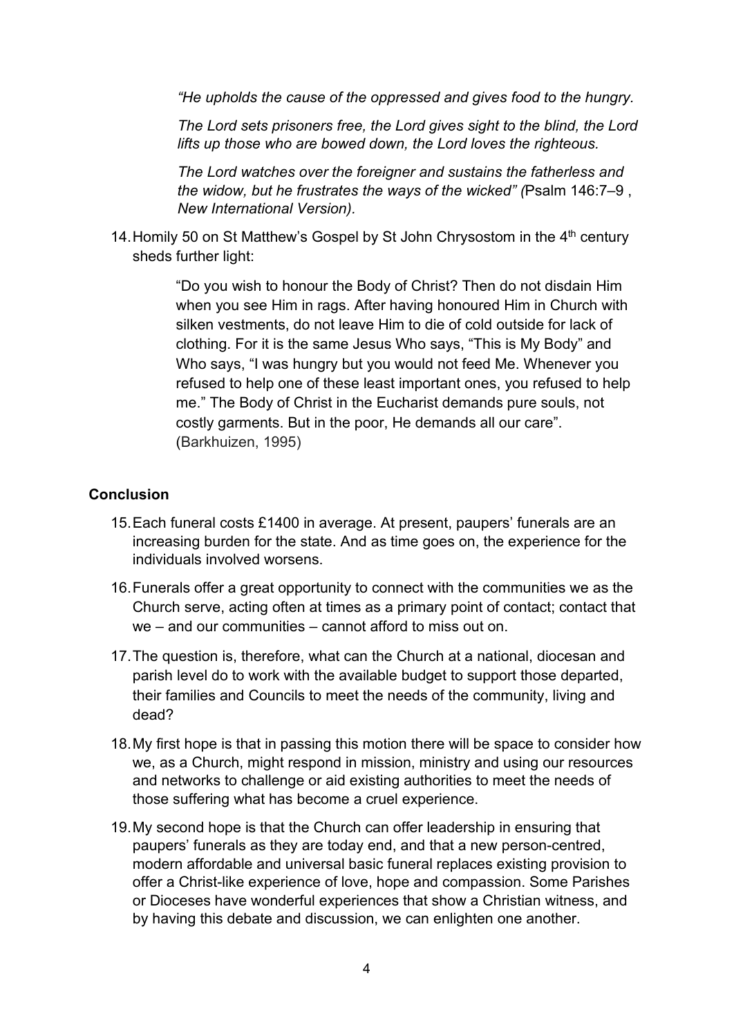*"He upholds the cause of the oppressed and gives food to the hungry.*

*The Lord sets prisoners free, the Lord gives sight to the blind, the Lord lifts up those who are bowed down, the Lord loves the righteous.*

*The Lord watches over the foreigner and sustains the fatherless and the widow, but he frustrates the ways of the wicked" (*Psalm 146:7–9 , *New International Version).*

14. Homily 50 on St Matthew's Gospel by St John Chrysostom in the 4th century sheds further light:

> "Do you wish to honour the Body of Christ? Then do not disdain Him when you see Him in rags. After having honoured Him in Church with silken vestments, do not leave Him to die of cold outside for lack of clothing. For it is the same Jesus Who says, "This is My Body" and Who says, "I was hungry but you would not feed Me. Whenever you refused to help one of these least important ones, you refused to help me." The Body of Christ in the Eucharist demands pure souls, not costly garments. But in the poor, He demands all our care". (Barkhuizen, 1995)

**Conclusion**

15. Each funeral costs £1400 in average. At present, paupers' funerals are an increasing burden for the state. And as time goes on, the experience for the individuals involved worsens.

16. Funerals offer a great opportunity to connect with the communities we as the Church serve, acting often at times as a primary point of contact; contact that we – and our communities – cannot afford to miss out on.

17. The question is, therefore, what can the Church at a national, diocesan and parish level do to work with the available budget to support those departed, their families and Councils to meet the needs of the community, living and dead?

18. My first hope is that in passing this motion there will be space to consider how we, as a Church, might respond in mission, ministry and using our resources and networks to challenge or aid existing authorities to meet the needs of those suffering what has become a cruel experience.

19. My second hope is that the Church can offer leadership in ensuring that paupers' funerals as they are today end, and that a new person-centred, modern affordable and universal basic funeral replaces existing provision to offer a Christ-like experience of love, hope and compassion. Some Parishes or Dioceses have wonderful experiences that show a Christian witness, and by having this debate and discussion, we can enlighten one another.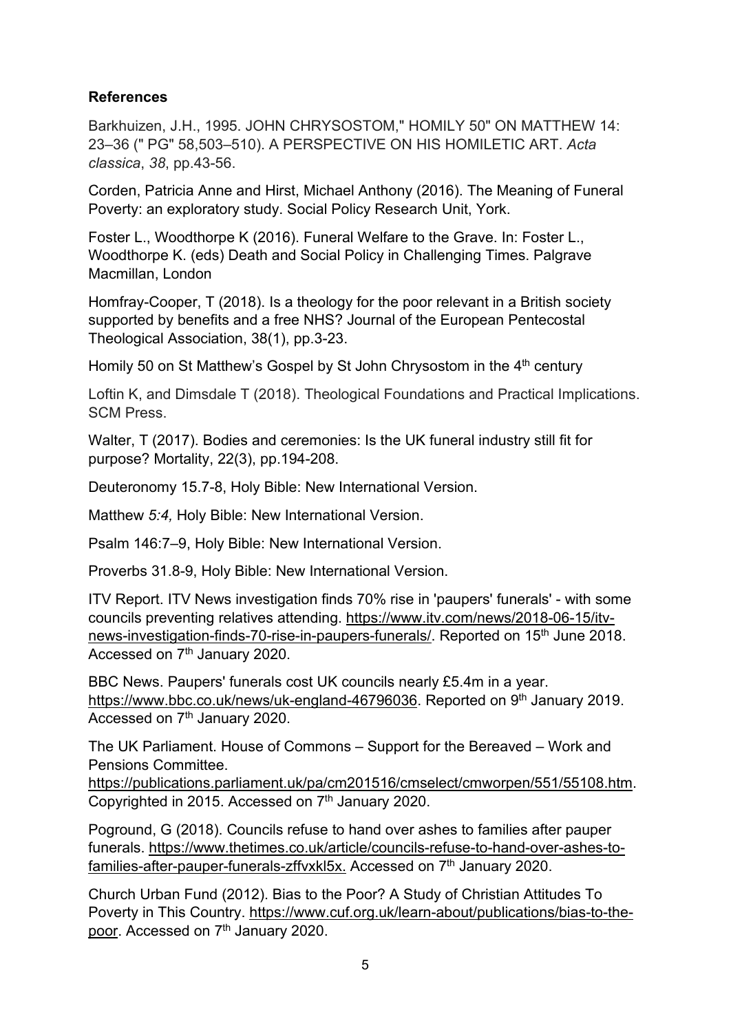**References**

Barkhuizen, J.H., 1995. JOHN CHRYSOSTOM," HOMILY 50" ON MATTHEW 14: 23–36 (" PG" 58,503–510). A PERSPECTIVE ON HIS HOMILETIC ART. *Acta classica*, *38*, pp.43-56.

Corden, Patricia Anne and Hirst, Michael Anthony (2016). The Meaning of Funeral Poverty: an exploratory study. Social Policy Research Unit, York.

Foster L., Woodthorpe K (2016). Funeral Welfare to the Grave. In: Foster L., Woodthorpe K. (eds) Death and Social Policy in Challenging Times. Palgrave Macmillan, London

Homfray-Cooper, T (2018). Is a theology for the poor relevant in a British society supported by benefits and a free NHS? Journal of the European Pentecostal Theological Association, 38(1), pp.3-23.

Homily 50 on St Matthew's Gospel by St John Chrysostom in the 4th century

Loftin K, and Dimsdale T (2018). Theological Foundations and Practical Implications. SCM Press.

Walter, T (2017). Bodies and ceremonies: Is the UK funeral industry still fit for purpose? Mortality, 22(3), pp.194-208.

Deuteronomy 15.7-8, Holy Bible: New International Version.

Matthew *5:4,* Holy Bible: New International Version.

Psalm 146:7–9, Holy Bible: New International Version.

Proverbs 31.8-9, Holy Bible: New International Version.

ITV Report. ITV News investigation finds 70% rise in 'paupers' funerals' - with some councils preventing relatives attending. https://www.itv.com/news/2018-06-15/itv-news-investigation-finds-70-rise-in-paupers-funerals/. Reported on 15th June 2018. Accessed on 7th January 2020.

BBC News. Paupers' funerals cost UK councils nearly £5.4m in a year. https://www.bbc.co.uk/news/uk-england-46796036. Reported on 9th January 2019. Accessed on 7th January 2020.

The UK Parliament. House of Commons – Support for the Bereaved – Work and Pensions Committee. https://publications.parliament.uk/pa/cm201516/cmselect/cmworpen/551/55108.htm. Copyrighted in 2015. Accessed on 7th January 2020.

Poground, G (2018). Councils refuse to hand over ashes to families after pauper funerals. https://www.thetimes.co.uk/article/councils-refuse-to-hand-over-ashes-to-families-after-pauper-funerals-zffvxkl5x. Accessed on 7th January 2020.

Church Urban Fund (2012). Bias to the Poor? A Study of Christian Attitudes To Poverty in This Country. https://www.cuf.org.uk/learn-about/publications/bias-to-the-poor. Accessed on 7th January 2020.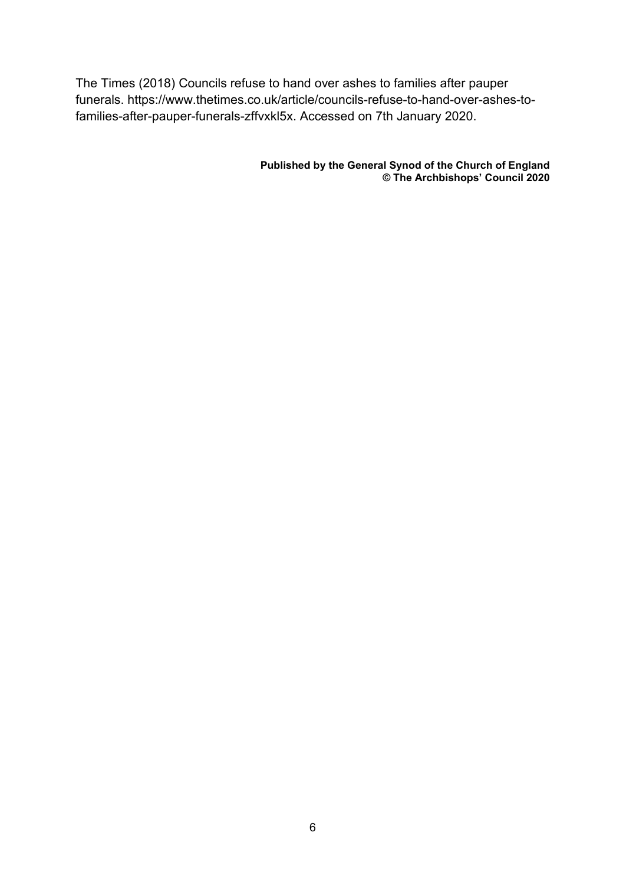The Times (2018) Councils refuse to hand over ashes to families after pauper funerals. https://www.thetimes.co.uk/article/councils-refuse-to-hand-over-ashes-to-families-after-pauper-funerals-zffvxkl5x. Accessed on 7th January 2020.

**Published by the General Synod of the Church of England**
**© The Archbishops' Council 2020**